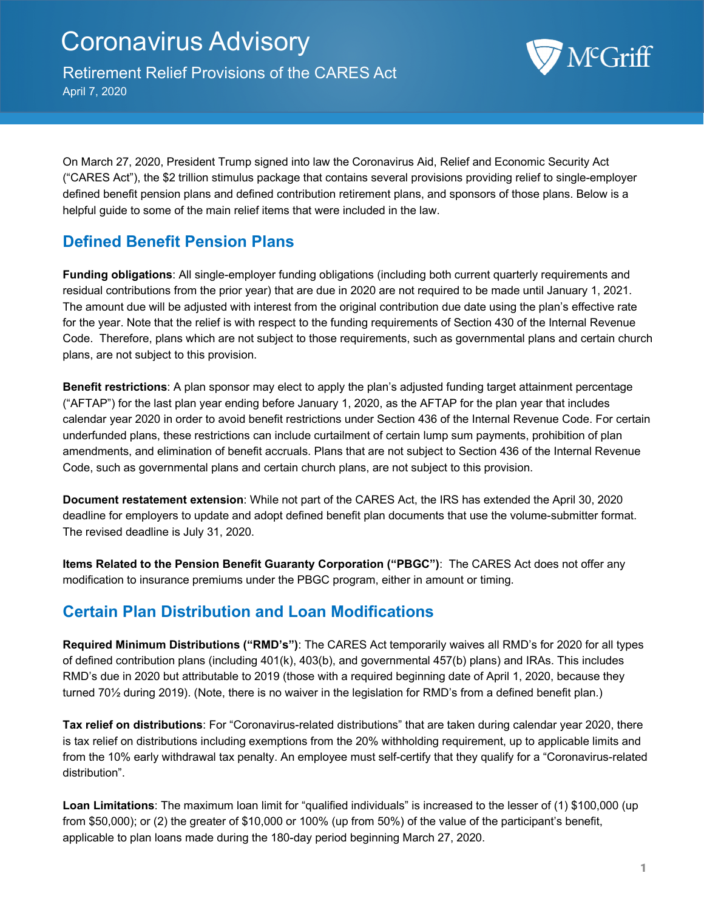# Coronavirus Advisory

## Retirement Relief Provisions of the CARES Act

April 7, 2020

On March 27, 2020, President Trump signed into law the Coronavirus Aid, Relief and Economic Security Act ("CARES Act"), the $2 trillion stimulus package that contains several provisions providing relief to single-employer defined benefit pension plans and defined contribution retirement plans, and sponsors of those plans. Below is a helpful guide to some of the main relief items that were included in the law.

## Defined Benefit Pension Plans

**Funding obligations**: All single-employer funding obligations (including both current quarterly requirements and residual contributions from the prior year) that are due in 2020 are not required to be made until January 1, 2021. The amount due will be adjusted with interest from the original contribution due date using the plan's effective rate for the year. Note that the relief is with respect to the funding requirements of Section 430 of the Internal Revenue Code. Therefore, plans which are not subject to those requirements, such as governmental plans and certain church plans, are not subject to this provision.

**Benefit restrictions**: A plan sponsor may elect to apply the plan's adjusted funding target attainment percentage ("AFTAP") for the last plan year ending before January 1, 2020, as the AFTAP for the plan year that includes calendar year 2020 in order to avoid benefit restrictions under Section 436 of the Internal Revenue Code. For certain underfunded plans, these restrictions can include curtailment of certain lump sum payments, prohibition of plan amendments, and elimination of benefit accruals. Plans that are not subject to Section 436 of the Internal Revenue Code, such as governmental plans and certain church plans, are not subject to this provision.

**Document restatement extension**: While not part of the CARES Act, the IRS has extended the April 30, 2020 deadline for employers to update and adopt defined benefit plan documents that use the volume-submitter format. The revised deadline is July 31, 2020.

**Items Related to the Pension Benefit Guaranty Corporation ("PBGC")**: The CARES Act does not offer any modification to insurance premiums under the PBGC program, either in amount or timing.

## Certain Plan Distribution and Loan Modifications

**Required Minimum Distributions ("RMD's")**: The CARES Act temporarily waives all RMD's for 2020 for all types of defined contribution plans (including 401(k), 403(b), and governmental 457(b) plans) and IRAs. This includes RMD's due in 2020 but attributable to 2019 (those with a required beginning date of April 1, 2020, because they turned 70½ during 2019). (Note, there is no waiver in the legislation for RMD's from a defined benefit plan.)

**Tax relief on distributions**: For "Coronavirus-related distributions" that are taken during calendar year 2020, there is tax relief on distributions including exemptions from the 20% withholding requirement, up to applicable limits and from the 10% early withdrawal tax penalty. An employee must self-certify that they qualify for a "Coronavirus-related distribution".

**Loan Limitations**: The maximum loan limit for "qualified individuals" is increased to the lesser of (1) $100,000 (up from $50,000); or (2) the greater of $10,000 or 100% (up from 50%) of the value of the participant's benefit, applicable to plan loans made during the 180-day period beginning March 27, 2020.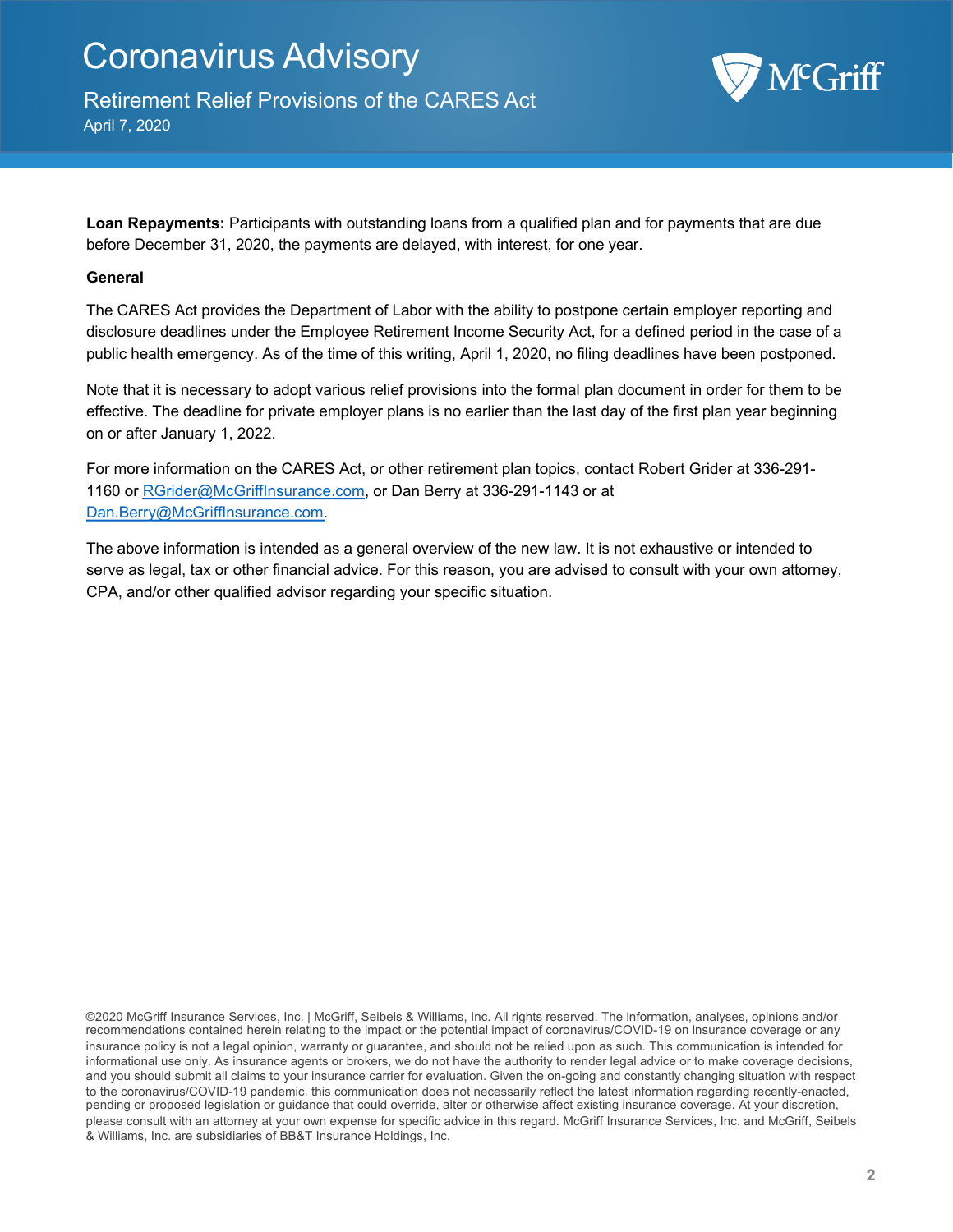**Loan Repayments:** Participants with outstanding loans from a qualified plan and for payments that are due before December 31, 2020, the payments are delayed, with interest, for one year.

**General**

The CARES Act provides the Department of Labor with the ability to postpone certain employer reporting and disclosure deadlines under the Employee Retirement Income Security Act, for a defined period in the case of a public health emergency. As of the time of this writing, April 1, 2020, no filing deadlines have been postponed.

Note that it is necessary to adopt various relief provisions into the formal plan document in order for them to be effective. The deadline for private employer plans is no earlier than the last day of the first plan year beginning on or after January 1, 2022.

For more information on the CARES Act, or other retirement plan topics, contact Robert Grider at 336-291-1160 or RGrider@McGriffInsurance.com, or Dan Berry at 336-291-1143 or at Dan.Berry@McGriffInsurance.com.

The above information is intended as a general overview of the new law. It is not exhaustive or intended to serve as legal, tax or other financial advice. For this reason, you are advised to consult with your own attorney, CPA, and/or other qualified advisor regarding your specific situation.

©2020 McGriff Insurance Services, Inc. | McGriff, Seibels & Williams, Inc. All rights reserved. The information, analyses, opinions and/or recommendations contained herein relating to the impact or the potential impact of coronavirus/COVID-19 on insurance coverage or any insurance policy is not a legal opinion, warranty or guarantee, and should not be relied upon as such. This communication is intended for informational use only. As insurance agents or brokers, we do not have the authority to render legal advice or to make coverage decisions, and you should submit all claims to your insurance carrier for evaluation. Given the on-going and constantly changing situation with respect to the coronavirus/COVID-19 pandemic, this communication does not necessarily reflect the latest information regarding recently-enacted, pending or proposed legislation or guidance that could override, alter or otherwise affect existing insurance coverage. At your discretion, please consult with an attorney at your own expense for specific advice in this regard. McGriff Insurance Services, Inc. and McGriff, Seibels & Williams, Inc. are subsidiaries of BB&T Insurance Holdings, Inc.